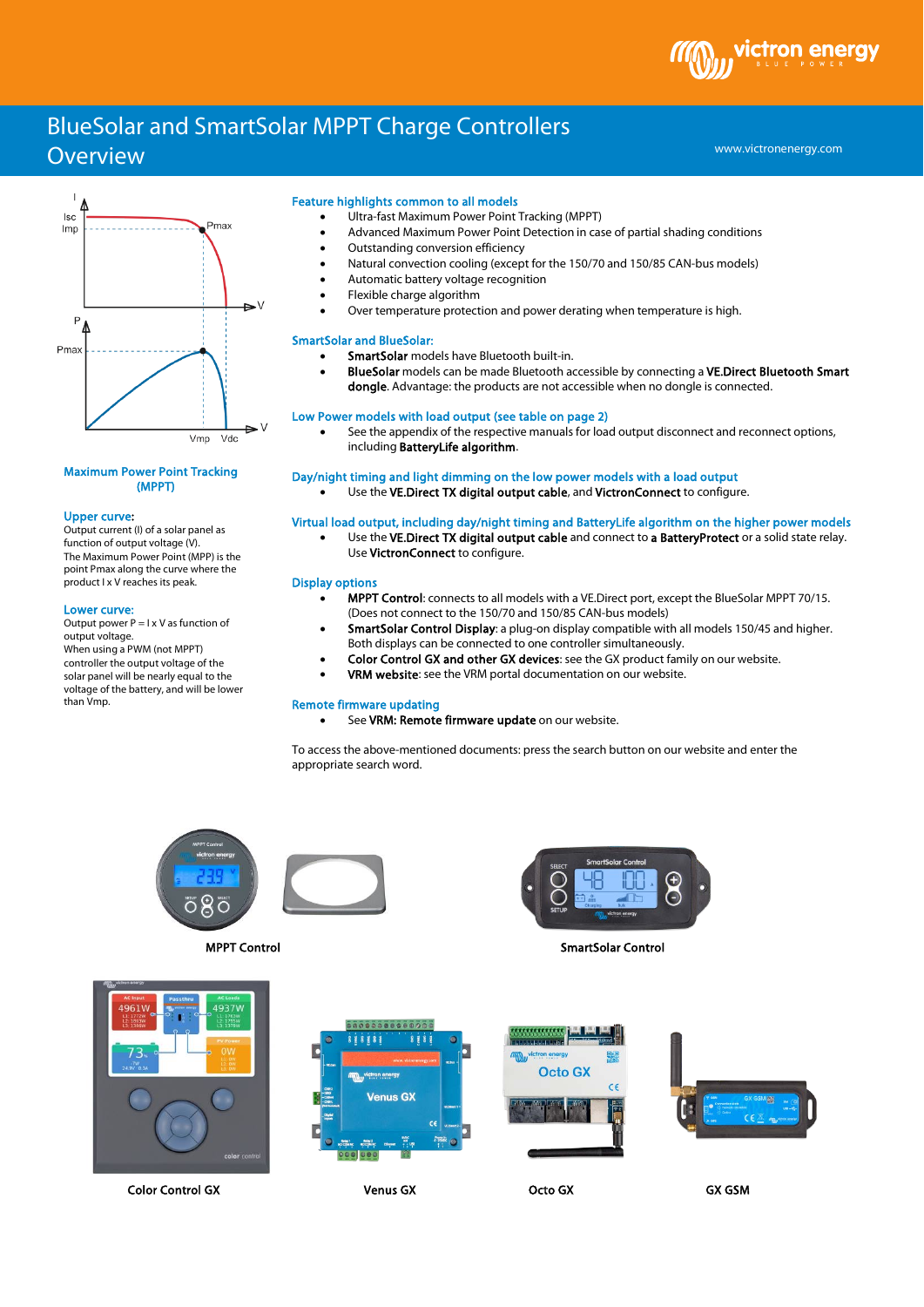# BlueSolar and SmartSolar MPPT Charge Controllers Overview

www.victronenergy.com

### Maximum Power Point Tracking (MPPT)

**Upper curve:**
Output current (I) of a solar panel as function of output voltage (V).
The Maximum Power Point (MPP) is the point Pmax along the curve where the product I x V reaches its peak.

**Lower curve:**
Output power P = I x V as function of output voltage.
When using a PWM (not MPPT) controller the output voltage of the solar panel will be nearly equal to the voltage of the battery, and will be lower than Vmp.

### Feature highlights common to all models

- Ultra-fast Maximum Power Point Tracking (MPPT)
- Advanced Maximum Power Point Detection in case of partial shading conditions
- Outstanding conversion efficiency
- Natural convection cooling (except for the 150/70 and 150/85 CAN-bus models)
- Automatic battery voltage recognition
- Flexible charge algorithm
- Over temperature protection and power derating when temperature is high.

### SmartSolar and BlueSolar:

- **SmartSolar** models have Bluetooth built-in.
- **BlueSolar** models can be made Bluetooth accessible by connecting a **VE.Direct Bluetooth Smart dongle**. Advantage: the products are not accessible when no dongle is connected.

### Low Power models with load output (see table on page 2)

- See the appendix of the respective manuals for load output disconnect and reconnect options, including **BatteryLife algorithm**.

### Day/night timing and light dimming on the low power models with a load output

- Use the **VE.Direct TX digital output cable**, and **VictronConnect** to configure.

### Virtual load output, including day/night timing and BatteryLife algorithm on the higher power models

- Use the **VE.Direct TX digital output cable** and connect to **a BatteryProtect** or a solid state relay. Use **VictronConnect** to configure.

### Display options

- **MPPT Control**: connects to all models with a VE.Direct port, except the BlueSolar MPPT 70/15. (Does not connect to the 150/70 and 150/85 CAN-bus models)
- **SmartSolar Control Display**: a plug-on display compatible with all models 150/45 and higher. Both displays can be connected to one controller simultaneously.
- **Color Control GX and other GX devices**: see the GX product family on our website.
- **VRM website**: see the VRM portal documentation on our website.

### Remote firmware updating

- See **VRM: Remote firmware update** on our website.

To access the above-mentioned documents: press the search button on our website and enter the appropriate search word.

**MPPT Control** **SmartSolar Control**

**Color Control GX** **Venus GX** **Octo GX** **GX GSM**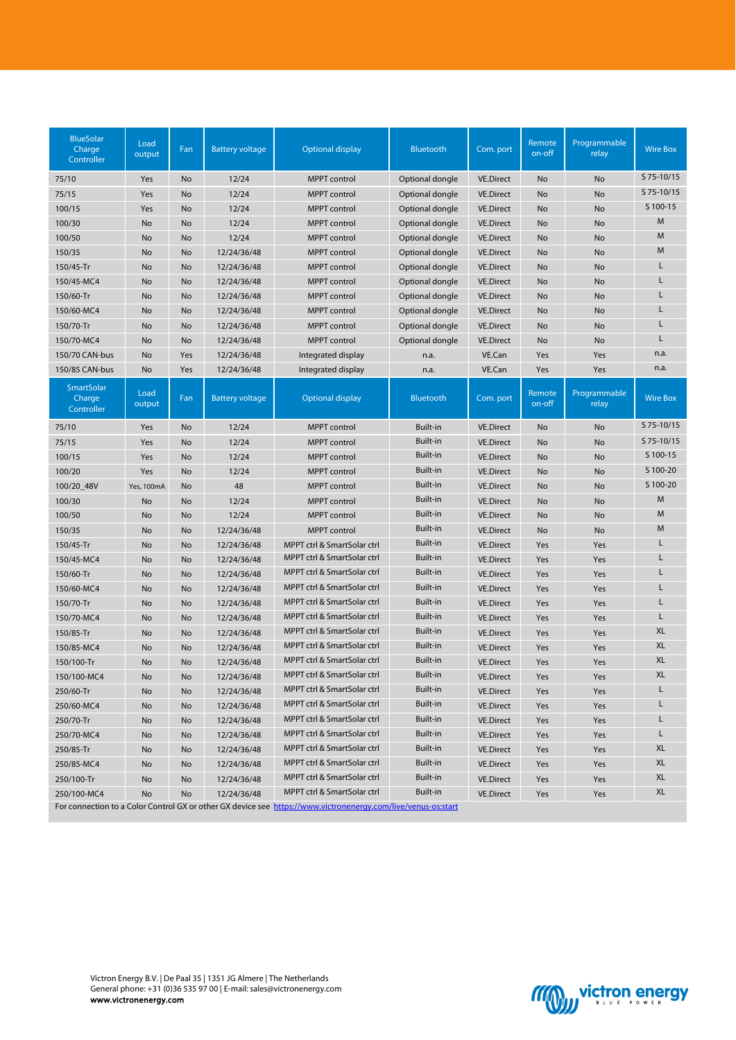| BlueSolar Charge Controller | Load output | Fan | Battery voltage | Optional display | Bluetooth | Com. port | Remote on-off | Programmable relay | Wire Box |
|---|---|---|---|---|---|---|---|---|---|
| 75/10 | Yes | No | 12/24 | MPPT control | Optional dongle | VE.Direct | No | No | S 75-10/15 |
| 75/15 | Yes | No | 12/24 | MPPT control | Optional dongle | VE.Direct | No | No | S 75-10/15 |
| 100/15 | Yes | No | 12/24 | MPPT control | Optional dongle | VE.Direct | No | No | S 100-15 |
| 100/30 | No | No | 12/24 | MPPT control | Optional dongle | VE.Direct | No | No | M |
| 100/50 | No | No | 12/24 | MPPT control | Optional dongle | VE.Direct | No | No | M |
| 150/35 | No | No | 12/24/36/48 | MPPT control | Optional dongle | VE.Direct | No | No | M |
| 150/45-Tr | No | No | 12/24/36/48 | MPPT control | Optional dongle | VE.Direct | No | No | L |
| 150/45-MC4 | No | No | 12/24/36/48 | MPPT control | Optional dongle | VE.Direct | No | No | L |
| 150/60-Tr | No | No | 12/24/36/48 | MPPT control | Optional dongle | VE.Direct | No | No | L |
| 150/60-MC4 | No | No | 12/24/36/48 | MPPT control | Optional dongle | VE.Direct | No | No | L |
| 150/70-Tr | No | No | 12/24/36/48 | MPPT control | Optional dongle | VE.Direct | No | No | L |
| 150/70-MC4 | No | No | 12/24/36/48 | MPPT control | Optional dongle | VE.Direct | No | No | L |
| 150/70 CAN-bus | No | Yes | 12/24/36/48 | Integrated display | n.a. | VE.Can | Yes | Yes | n.a. |
| 150/85 CAN-bus | No | Yes | 12/24/36/48 | Integrated display | n.a. | VE.Can | Yes | Yes | n.a. |
| **SmartSolar Charge Controller** | **Load output** | **Fan** | **Battery voltage** | **Optional display** | **Bluetooth** | **Com. port** | **Remote on-off** | **Programmable relay** | **Wire Box** |
| 75/10 | Yes | No | 12/24 | MPPT control | Built-in | VE.Direct | No | No | S 75-10/15 |
| 75/15 | Yes | No | 12/24 | MPPT control | Built-in | VE.Direct | No | No | S 75-10/15 |
| 100/15 | Yes | No | 12/24 | MPPT control | Built-in | VE.Direct | No | No | S 100-15 |
| 100/20 | Yes | No | 12/24 | MPPT control | Built-in | VE.Direct | No | No | S 100-20 |
| 100/20_48V | Yes, 100mA | No | 48 | MPPT control | Built-in | VE.Direct | No | No | S 100-20 |
| 100/30 | No | No | 12/24 | MPPT control | Built-in | VE.Direct | No | No | M |
| 100/50 | No | No | 12/24 | MPPT control | Built-in | VE.Direct | No | No | M |
| 150/35 | No | No | 12/24/36/48 | MPPT control | Built-in | VE.Direct | No | No | M |
| 150/45-Tr | No | No | 12/24/36/48 | MPPT ctrl & SmartSolar ctrl | Built-in | VE.Direct | Yes | Yes | L |
| 150/45-MC4 | No | No | 12/24/36/48 | MPPT ctrl & SmartSolar ctrl | Built-in | VE.Direct | Yes | Yes | L |
| 150/60-Tr | No | No | 12/24/36/48 | MPPT ctrl & SmartSolar ctrl | Built-in | VE.Direct | Yes | Yes | L |
| 150/60-MC4 | No | No | 12/24/36/48 | MPPT ctrl & SmartSolar ctrl | Built-in | VE.Direct | Yes | Yes | L |
| 150/70-Tr | No | No | 12/24/36/48 | MPPT ctrl & SmartSolar ctrl | Built-in | VE.Direct | Yes | Yes | L |
| 150/70-MC4 | No | No | 12/24/36/48 | MPPT ctrl & SmartSolar ctrl | Built-in | VE.Direct | Yes | Yes | L |
| 150/85-Tr | No | No | 12/24/36/48 | MPPT ctrl & SmartSolar ctrl | Built-in | VE.Direct | Yes | Yes | XL |
| 150/85-MC4 | No | No | 12/24/36/48 | MPPT ctrl & SmartSolar ctrl | Built-in | VE.Direct | Yes | Yes | XL |
| 150/100-Tr | No | No | 12/24/36/48 | MPPT ctrl & SmartSolar ctrl | Built-in | VE.Direct | Yes | Yes | XL |
| 150/100-MC4 | No | No | 12/24/36/48 | MPPT ctrl & SmartSolar ctrl | Built-in | VE.Direct | Yes | Yes | XL |
| 250/60-Tr | No | No | 12/24/36/48 | MPPT ctrl & SmartSolar ctrl | Built-in | VE.Direct | Yes | Yes | L |
| 250/60-MC4 | No | No | 12/24/36/48 | MPPT ctrl & SmartSolar ctrl | Built-in | VE.Direct | Yes | Yes | L |
| 250/70-Tr | No | No | 12/24/36/48 | MPPT ctrl & SmartSolar ctrl | Built-in | VE.Direct | Yes | Yes | L |
| 250/70-MC4 | No | No | 12/24/36/48 | MPPT ctrl & SmartSolar ctrl | Built-in | VE.Direct | Yes | Yes | L |
| 250/85-Tr | No | No | 12/24/36/48 | MPPT ctrl & SmartSolar ctrl | Built-in | VE.Direct | Yes | Yes | XL |
| 250/85-MC4 | No | No | 12/24/36/48 | MPPT ctrl & SmartSolar ctrl | Built-in | VE.Direct | Yes | Yes | XL |
| 250/100-Tr | No | No | 12/24/36/48 | MPPT ctrl & SmartSolar ctrl | Built-in | VE.Direct | Yes | Yes | XL |
| 250/100-MC4 | No | No | 12/24/36/48 | MPPT ctrl & SmartSolar ctrl | Built-in | VE.Direct | Yes | Yes | XL |

For connection to a Color Control GX or other GX device see https://www.victronenergy.com/live/venus-os:start

Victron Energy B.V. | De Paal 35 | 1351 JG Almere | The Netherlands
General phone: +31 (0)36 535 97 00 | E-mail: sales@victronenergy.com
**www.victronenergy.com**

victron energy
BLUE POWER